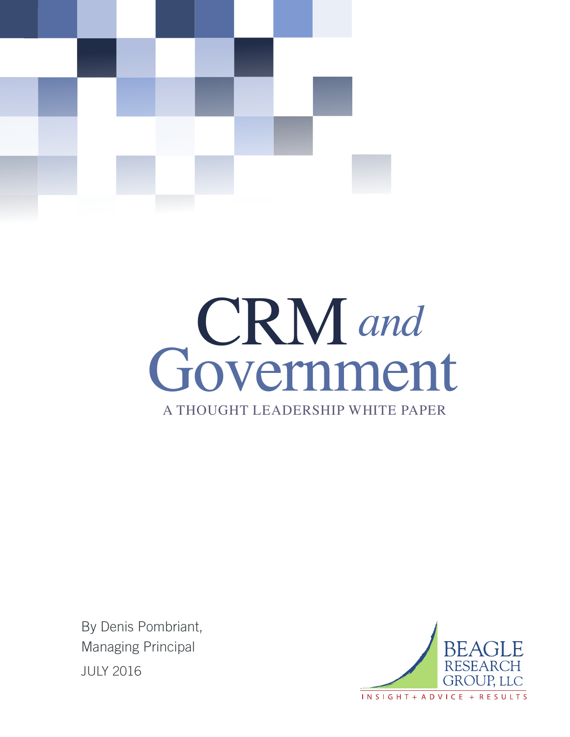# CRM *and* Government

A THOUGHT LEADERSHIP WHITE PAPER

By Denis Pombriant,
Managing Principal
JULY 2016

BEAGLE RESEARCH GROUP, LLC
INSIGHT + ADVICE + RESULTS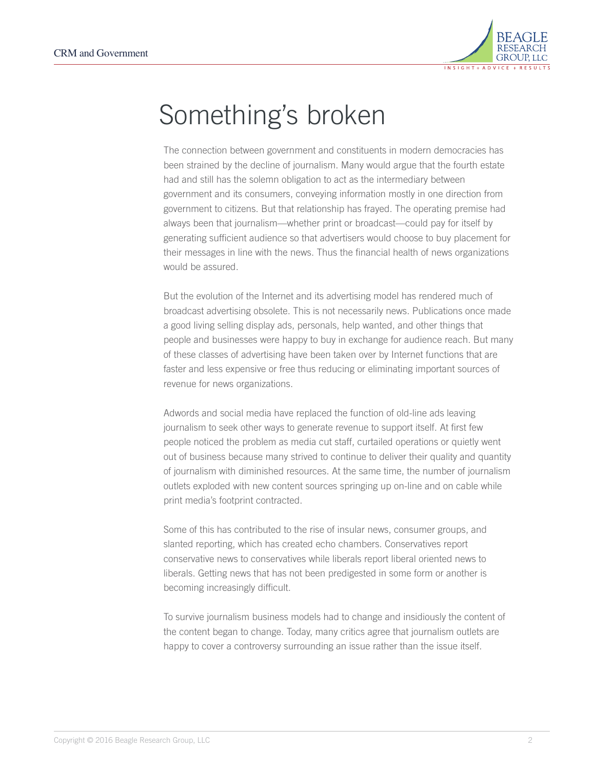# Something's broken

The connection between government and constituents in modern democracies has been strained by the decline of journalism. Many would argue that the fourth estate had and still has the solemn obligation to act as the intermediary between government and its consumers, conveying information mostly in one direction from government to citizens. But that relationship has frayed. The operating premise had always been that journalism—whether print or broadcast—could pay for itself by generating sufficient audience so that advertisers would choose to buy placement for their messages in line with the news. Thus the financial health of news organizations would be assured.

But the evolution of the Internet and its advertising model has rendered much of broadcast advertising obsolete. This is not necessarily news. Publications once made a good living selling display ads, personals, help wanted, and other things that people and businesses were happy to buy in exchange for audience reach. But many of these classes of advertising have been taken over by Internet functions that are faster and less expensive or free thus reducing or eliminating important sources of revenue for news organizations.

Adwords and social media have replaced the function of old-line ads leaving journalism to seek other ways to generate revenue to support itself. At first few people noticed the problem as media cut staff, curtailed operations or quietly went out of business because many strived to continue to deliver their quality and quantity of journalism with diminished resources. At the same time, the number of journalism outlets exploded with new content sources springing up on-line and on cable while print media's footprint contracted.

Some of this has contributed to the rise of insular news, consumer groups, and slanted reporting, which has created echo chambers. Conservatives report conservative news to conservatives while liberals report liberal oriented news to liberals. Getting news that has not been predigested in some form or another is becoming increasingly difficult.

To survive journalism business models had to change and insidiously the content of the content began to change. Today, many critics agree that journalism outlets are happy to cover a controversy surrounding an issue rather than the issue itself.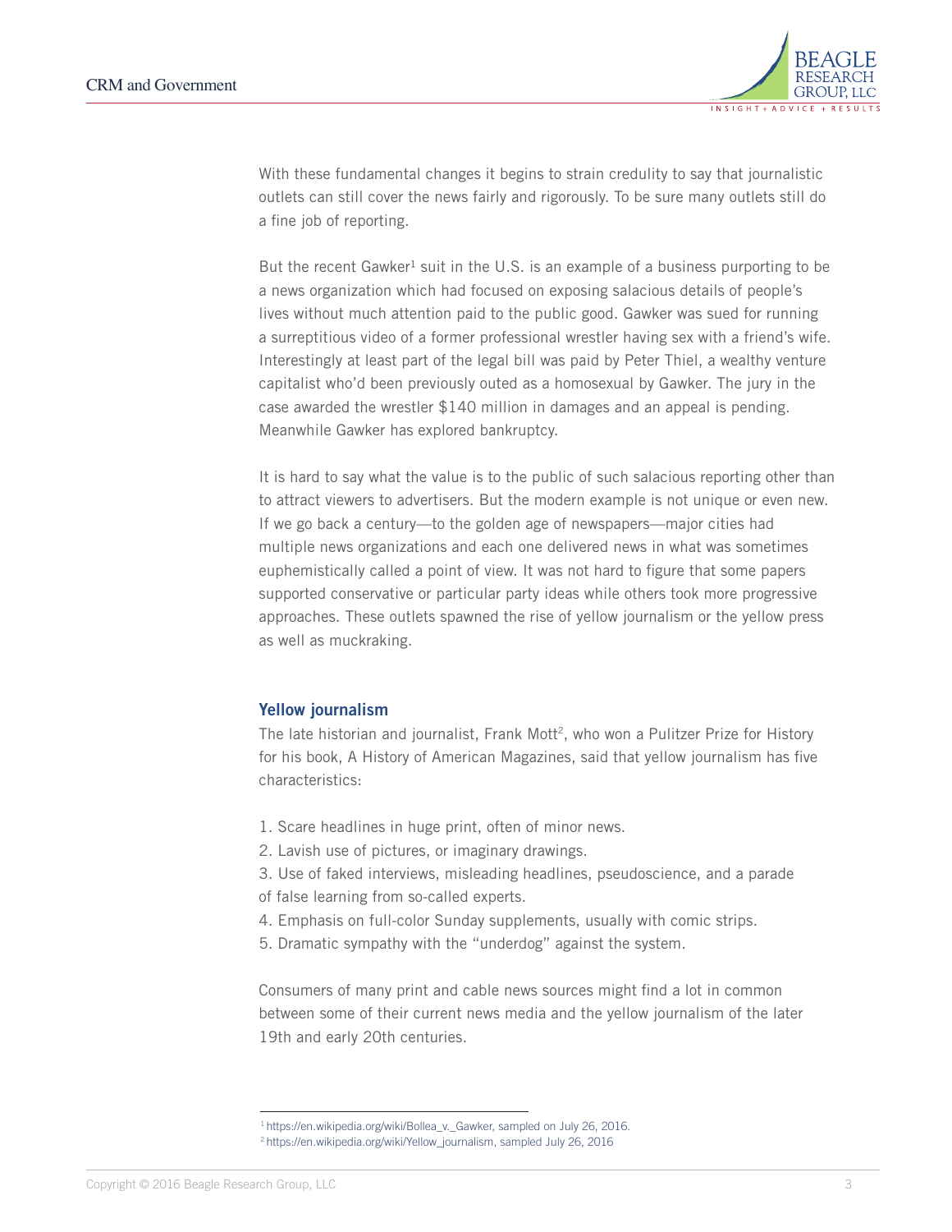With these fundamental changes it begins to strain credulity to say that journalistic outlets can still cover the news fairly and rigorously. To be sure many outlets still do a fine job of reporting.

But the recent Gawker[1] suit in the U.S. is an example of a business purporting to be a news organization which had focused on exposing salacious details of people's lives without much attention paid to the public good. Gawker was sued for running a surreptitious video of a former professional wrestler having sex with a friend's wife. Interestingly at least part of the legal bill was paid by Peter Thiel, a wealthy venture capitalist who'd been previously outed as a homosexual by Gawker. The jury in the case awarded the wrestler $140 million in damages and an appeal is pending. Meanwhile Gawker has explored bankruptcy.

It is hard to say what the value is to the public of such salacious reporting other than to attract viewers to advertisers. But the modern example is not unique or even new. If we go back a century—to the golden age of newspapers—major cities had multiple news organizations and each one delivered news in what was sometimes euphemistically called a point of view. It was not hard to figure that some papers supported conservative or particular party ideas while others took more progressive approaches. These outlets spawned the rise of yellow journalism or the yellow press as well as muckraking.

### Yellow journalism

The late historian and journalist, Frank Mott[2], who won a Pulitzer Prize for History for his book, A History of American Magazines, said that yellow journalism has five characteristics:

1. Scare headlines in huge print, often of minor news.
2. Lavish use of pictures, or imaginary drawings.
3. Use of faked interviews, misleading headlines, pseudoscience, and a parade of false learning from so-called experts.
4. Emphasis on full-color Sunday supplements, usually with comic strips.
5. Dramatic sympathy with the "underdog" against the system.

Consumers of many print and cable news sources might find a lot in common between some of their current news media and the yellow journalism of the later 19th and early 20th centuries.

---

[1] https://en.wikipedia.org/wiki/Bollea_v._Gawker, sampled on July 26, 2016.
[2] https://en.wikipedia.org/wiki/Yellow_journalism, sampled July 26, 2016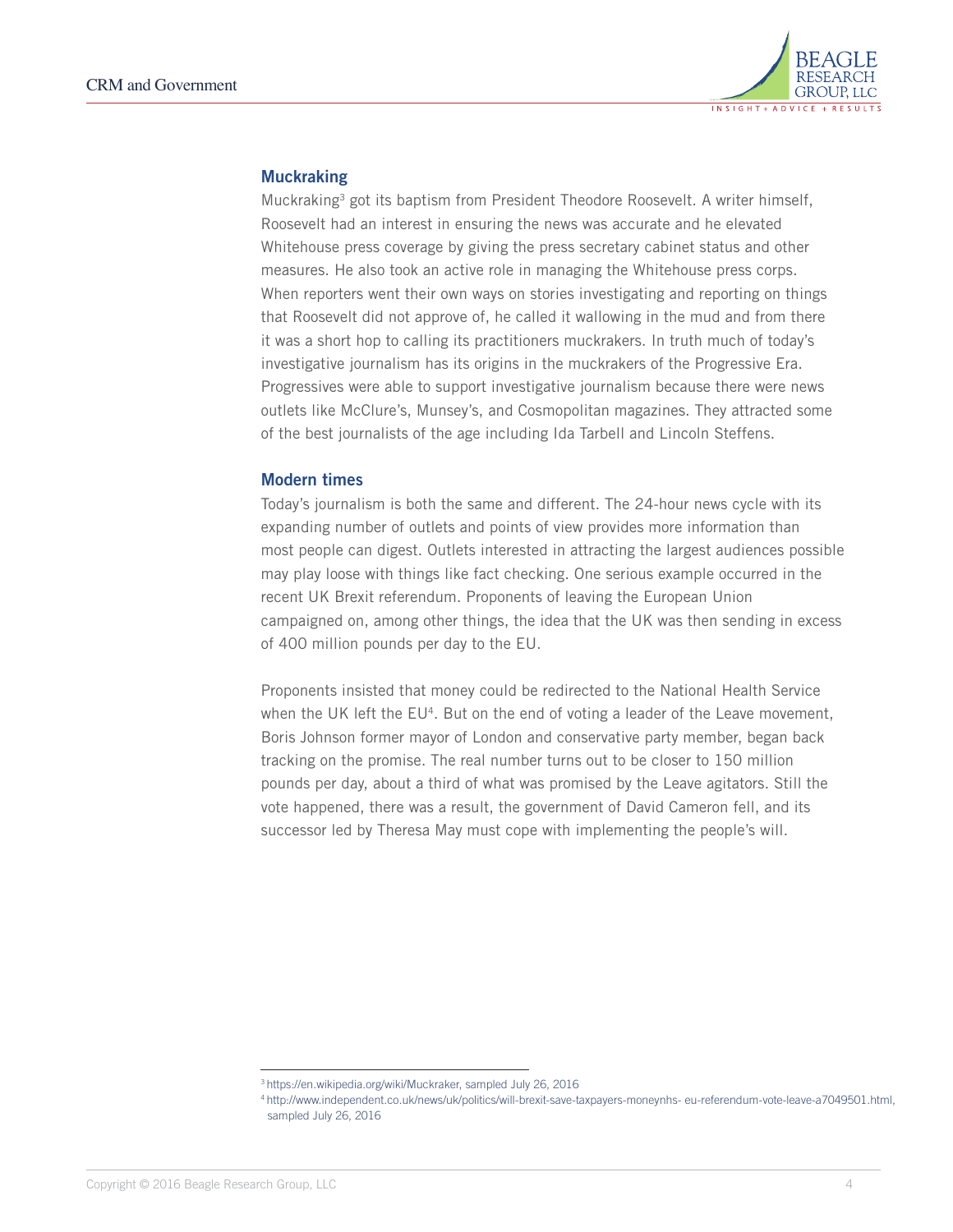### Muckraking

Muckraking[3] got its baptism from President Theodore Roosevelt. A writer himself, Roosevelt had an interest in ensuring the news was accurate and he elevated Whitehouse press coverage by giving the press secretary cabinet status and other measures. He also took an active role in managing the Whitehouse press corps. When reporters went their own ways on stories investigating and reporting on things that Roosevelt did not approve of, he called it wallowing in the mud and from there it was a short hop to calling its practitioners muckrakers. In truth much of today's investigative journalism has its origins in the muckrakers of the Progressive Era. Progressives were able to support investigative journalism because there were news outlets like McClure's, Munsey's, and Cosmopolitan magazines. They attracted some of the best journalists of the age including Ida Tarbell and Lincoln Steffens.

### Modern times

Today's journalism is both the same and different. The 24-hour news cycle with its expanding number of outlets and points of view provides more information than most people can digest. Outlets interested in attracting the largest audiences possible may play loose with things like fact checking. One serious example occurred in the recent UK Brexit referendum. Proponents of leaving the European Union campaigned on, among other things, the idea that the UK was then sending in excess of 400 million pounds per day to the EU.

Proponents insisted that money could be redirected to the National Health Service when the UK left the EU[4]. But on the end of voting a leader of the Leave movement, Boris Johnson former mayor of London and conservative party member, began back tracking on the promise. The real number turns out to be closer to 150 million pounds per day, about a third of what was promised by the Leave agitators. Still the vote happened, there was a result, the government of David Cameron fell, and its successor led by Theresa May must cope with implementing the people's will.

---

[3] https://en.wikipedia.org/wiki/Muckraker, sampled July 26, 2016

[4] http://www.independent.co.uk/news/uk/politics/will-brexit-save-taxpayers-moneynhs- eu-referendum-vote-leave-a7049501.html, sampled July 26, 2016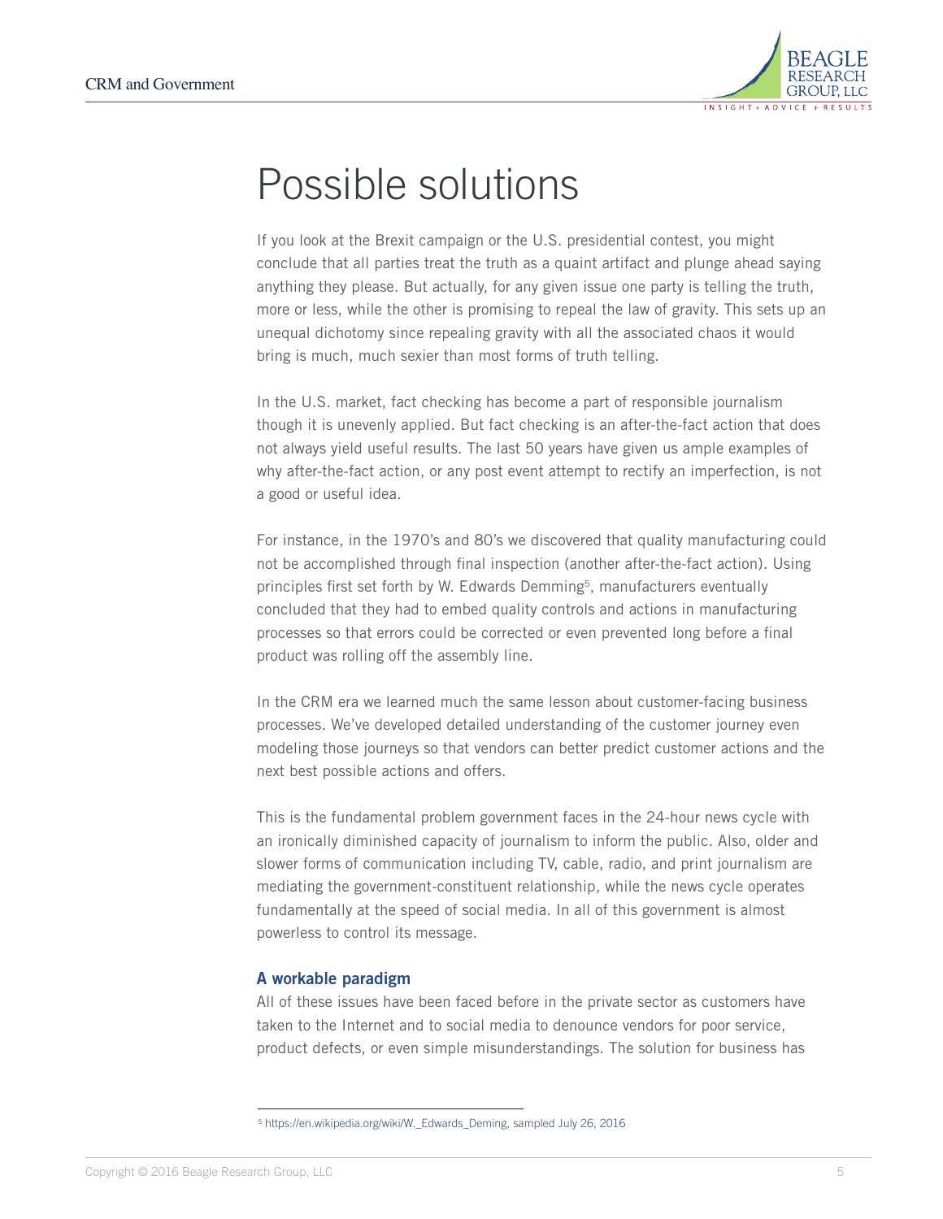# Possible solutions

If you look at the Brexit campaign or the U.S. presidential contest, you might conclude that all parties treat the truth as a quaint artifact and plunge ahead saying anything they please. But actually, for any given issue one party is telling the truth, more or less, while the other is promising to repeal the law of gravity. This sets up an unequal dichotomy since repealing gravity with all the associated chaos it would bring is much, much sexier than most forms of truth telling.

In the U.S. market, fact checking has become a part of responsible journalism though it is unevenly applied. But fact checking is an after-the-fact action that does not always yield useful results. The last 50 years have given us ample examples of why after-the-fact action, or any post event attempt to rectify an imperfection, is not a good or useful idea.

For instance, in the 1970's and 80's we discovered that quality manufacturing could not be accomplished through final inspection (another after-the-fact action). Using principles first set forth by W. Edwards Demming[5], manufacturers eventually concluded that they had to embed quality controls and actions in manufacturing processes so that errors could be corrected or even prevented long before a final product was rolling off the assembly line.

In the CRM era we learned much the same lesson about customer-facing business processes. We've developed detailed understanding of the customer journey even modeling those journeys so that vendors can better predict customer actions and the next best possible actions and offers.

This is the fundamental problem government faces in the 24-hour news cycle with an ironically diminished capacity of journalism to inform the public. Also, older and slower forms of communication including TV, cable, radio, and print journalism are mediating the government-constituent relationship, while the news cycle operates fundamentally at the speed of social media. In all of this government is almost powerless to control its message.

### A workable paradigm

All of these issues have been faced before in the private sector as customers have taken to the Internet and to social media to denounce vendors for poor service, product defects, or even simple misunderstandings. The solution for business has

[5] https://en.wikipedia.org/wiki/W._Edwards_Deming, sampled July 26, 2016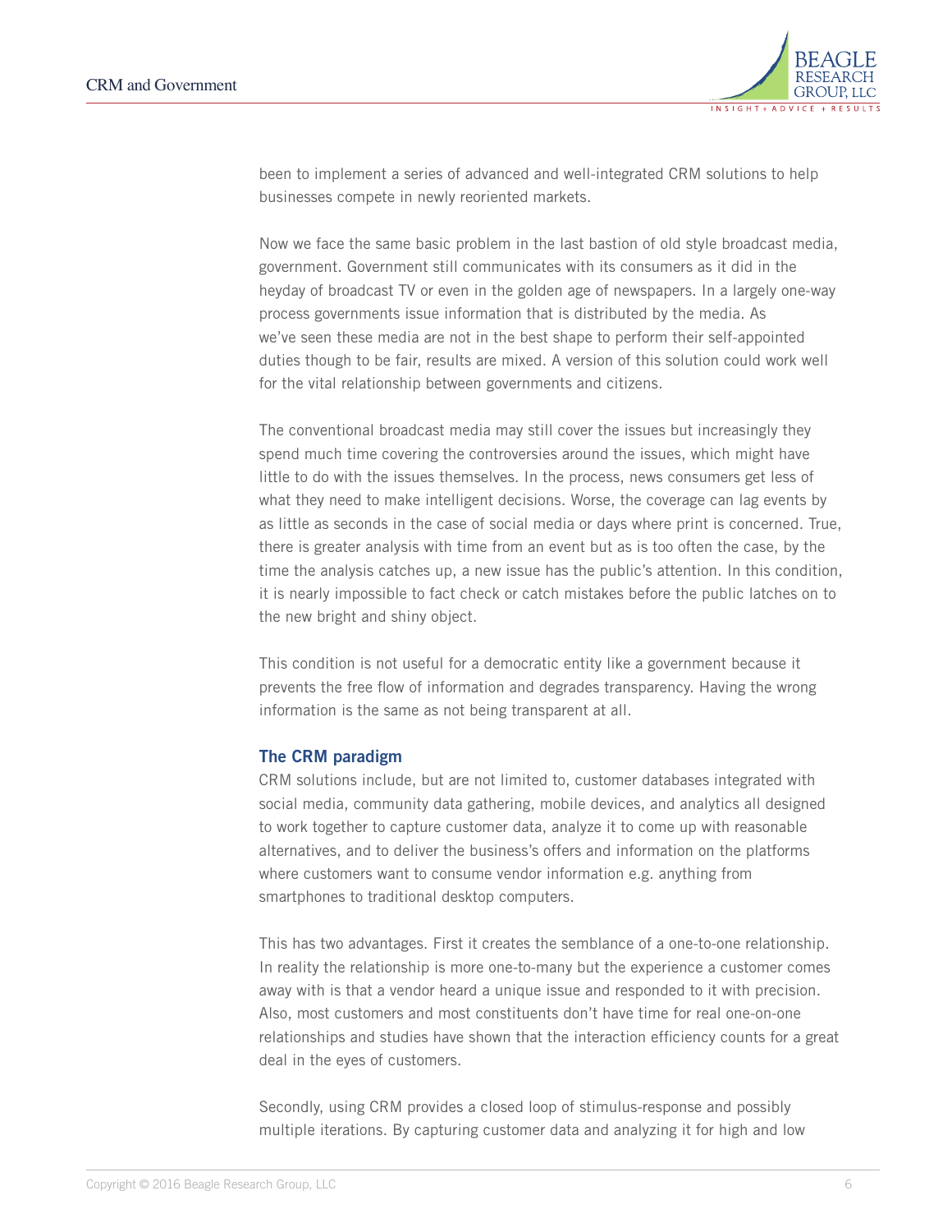been to implement a series of advanced and well-integrated CRM solutions to help businesses compete in newly reoriented markets.

Now we face the same basic problem in the last bastion of old style broadcast media, government. Government still communicates with its consumers as it did in the heyday of broadcast TV or even in the golden age of newspapers. In a largely one-way process governments issue information that is distributed by the media. As we've seen these media are not in the best shape to perform their self-appointed duties though to be fair, results are mixed. A version of this solution could work well for the vital relationship between governments and citizens.

The conventional broadcast media may still cover the issues but increasingly they spend much time covering the controversies around the issues, which might have little to do with the issues themselves. In the process, news consumers get less of what they need to make intelligent decisions. Worse, the coverage can lag events by as little as seconds in the case of social media or days where print is concerned. True, there is greater analysis with time from an event but as is too often the case, by the time the analysis catches up, a new issue has the public's attention. In this condition, it is nearly impossible to fact check or catch mistakes before the public latches on to the new bright and shiny object.

This condition is not useful for a democratic entity like a government because it prevents the free flow of information and degrades transparency. Having the wrong information is the same as not being transparent at all.

### The CRM paradigm

CRM solutions include, but are not limited to, customer databases integrated with social media, community data gathering, mobile devices, and analytics all designed to work together to capture customer data, analyze it to come up with reasonable alternatives, and to deliver the business's offers and information on the platforms where customers want to consume vendor information e.g. anything from smartphones to traditional desktop computers.

This has two advantages. First it creates the semblance of a one-to-one relationship. In reality the relationship is more one-to-many but the experience a customer comes away with is that a vendor heard a unique issue and responded to it with precision. Also, most customers and most constituents don't have time for real one-on-one relationships and studies have shown that the interaction efficiency counts for a great deal in the eyes of customers.

Secondly, using CRM provides a closed loop of stimulus-response and possibly multiple iterations. By capturing customer data and analyzing it for high and low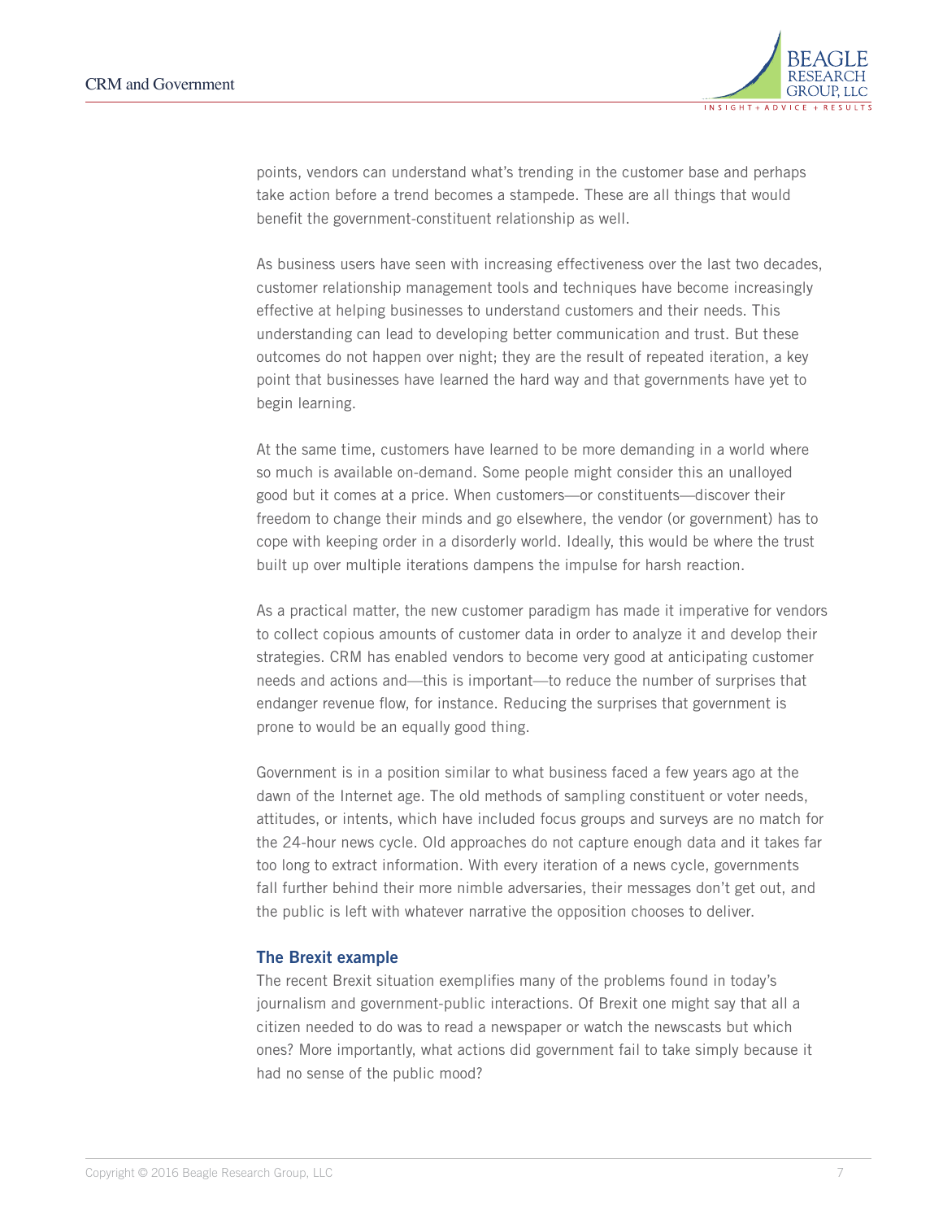points, vendors can understand what's trending in the customer base and perhaps take action before a trend becomes a stampede. These are all things that would benefit the government-constituent relationship as well.

As business users have seen with increasing effectiveness over the last two decades, customer relationship management tools and techniques have become increasingly effective at helping businesses to understand customers and their needs. This understanding can lead to developing better communication and trust. But these outcomes do not happen over night; they are the result of repeated iteration, a key point that businesses have learned the hard way and that governments have yet to begin learning.

At the same time, customers have learned to be more demanding in a world where so much is available on-demand. Some people might consider this an unalloyed good but it comes at a price. When customers—or constituents—discover their freedom to change their minds and go elsewhere, the vendor (or government) has to cope with keeping order in a disorderly world. Ideally, this would be where the trust built up over multiple iterations dampens the impulse for harsh reaction.

As a practical matter, the new customer paradigm has made it imperative for vendors to collect copious amounts of customer data in order to analyze it and develop their strategies. CRM has enabled vendors to become very good at anticipating customer needs and actions and—this is important—to reduce the number of surprises that endanger revenue flow, for instance. Reducing the surprises that government is prone to would be an equally good thing.

Government is in a position similar to what business faced a few years ago at the dawn of the Internet age. The old methods of sampling constituent or voter needs, attitudes, or intents, which have included focus groups and surveys are no match for the 24-hour news cycle. Old approaches do not capture enough data and it takes far too long to extract information. With every iteration of a news cycle, governments fall further behind their more nimble adversaries, their messages don't get out, and the public is left with whatever narrative the opposition chooses to deliver.

### The Brexit example

The recent Brexit situation exemplifies many of the problems found in today's journalism and government-public interactions. Of Brexit one might say that all a citizen needed to do was to read a newspaper or watch the newscasts but which ones? More importantly, what actions did government fail to take simply because it had no sense of the public mood?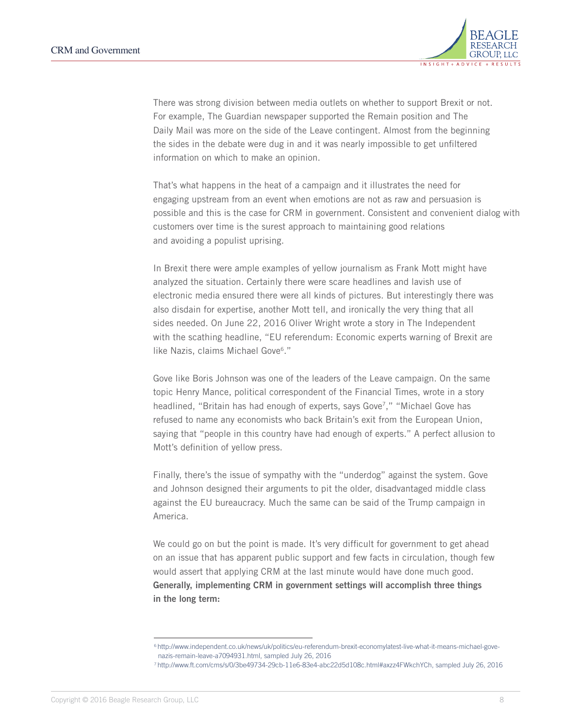There was strong division between media outlets on whether to support Brexit or not. For example, The Guardian newspaper supported the Remain position and The Daily Mail was more on the side of the Leave contingent. Almost from the beginning the sides in the debate were dug in and it was nearly impossible to get unfiltered information on which to make an opinion.

That's what happens in the heat of a campaign and it illustrates the need for engaging upstream from an event when emotions are not as raw and persuasion is possible and this is the case for CRM in government. Consistent and convenient dialog with customers over time is the surest approach to maintaining good relations and avoiding a populist uprising.

In Brexit there were ample examples of yellow journalism as Frank Mott might have analyzed the situation. Certainly there were scare headlines and lavish use of electronic media ensured there were all kinds of pictures. But interestingly there was also disdain for expertise, another Mott tell, and ironically the very thing that all sides needed. On June 22, 2016 Oliver Wright wrote a story in The Independent with the scathing headline, "EU referendum: Economic experts warning of Brexit are like Nazis, claims Michael Gove[6]."

Gove like Boris Johnson was one of the leaders of the Leave campaign. On the same topic Henry Mance, political correspondent of the Financial Times, wrote in a story headlined, "Britain has had enough of experts, says Gove[7]," "Michael Gove has refused to name any economists who back Britain's exit from the European Union, saying that "people in this country have had enough of experts." A perfect allusion to Mott's definition of yellow press.

Finally, there's the issue of sympathy with the "underdog" against the system. Gove and Johnson designed their arguments to pit the older, disadvantaged middle class against the EU bureaucracy. Much the same can be said of the Trump campaign in America.

We could go on but the point is made. It's very difficult for government to get ahead on an issue that has apparent public support and few facts in circulation, though few would assert that applying CRM at the last minute would have done much good. **Generally, implementing CRM in government settings will accomplish three things in the long term:**

---

[6] http://www.independent.co.uk/news/uk/politics/eu-referendum-brexit-economylatest-live-what-it-means-michael-gove-nazis-remain-leave-a7094931.html, sampled July 26, 2016

[7] http://www.ft.com/cms/s/0/3be49734-29cb-11e6-83e4-abc22d5d108c.html#axzz4FWkchYCh, sampled July 26, 2016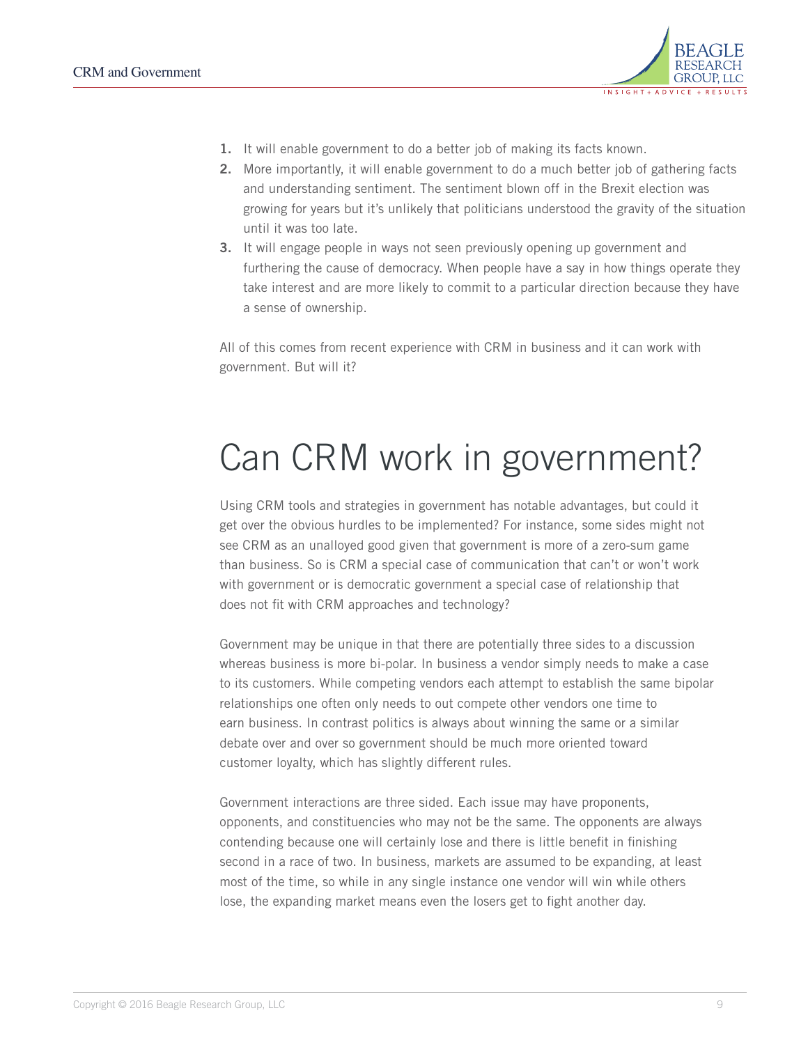1. It will enable government to do a better job of making its facts known.
2. More importantly, it will enable government to do a much better job of gathering facts and understanding sentiment. The sentiment blown off in the Brexit election was growing for years but it's unlikely that politicians understood the gravity of the situation until it was too late.
3. It will engage people in ways not seen previously opening up government and furthering the cause of democracy. When people have a say in how things operate they take interest and are more likely to commit to a particular direction because they have a sense of ownership.

All of this comes from recent experience with CRM in business and it can work with government. But will it?

# Can CRM work in government?

Using CRM tools and strategies in government has notable advantages, but could it get over the obvious hurdles to be implemented? For instance, some sides might not see CRM as an unalloyed good given that government is more of a zero-sum game than business. So is CRM a special case of communication that can't or won't work with government or is democratic government a special case of relationship that does not fit with CRM approaches and technology?

Government may be unique in that there are potentially three sides to a discussion whereas business is more bi-polar. In business a vendor simply needs to make a case to its customers. While competing vendors each attempt to establish the same bipolar relationships one often only needs to out compete other vendors one time to earn business. In contrast politics is always about winning the same or a similar debate over and over so government should be much more oriented toward customer loyalty, which has slightly different rules.

Government interactions are three sided. Each issue may have proponents, opponents, and constituencies who may not be the same. The opponents are always contending because one will certainly lose and there is little benefit in finishing second in a race of two. In business, markets are assumed to be expanding, at least most of the time, so while in any single instance one vendor will win while others lose, the expanding market means even the losers get to fight another day.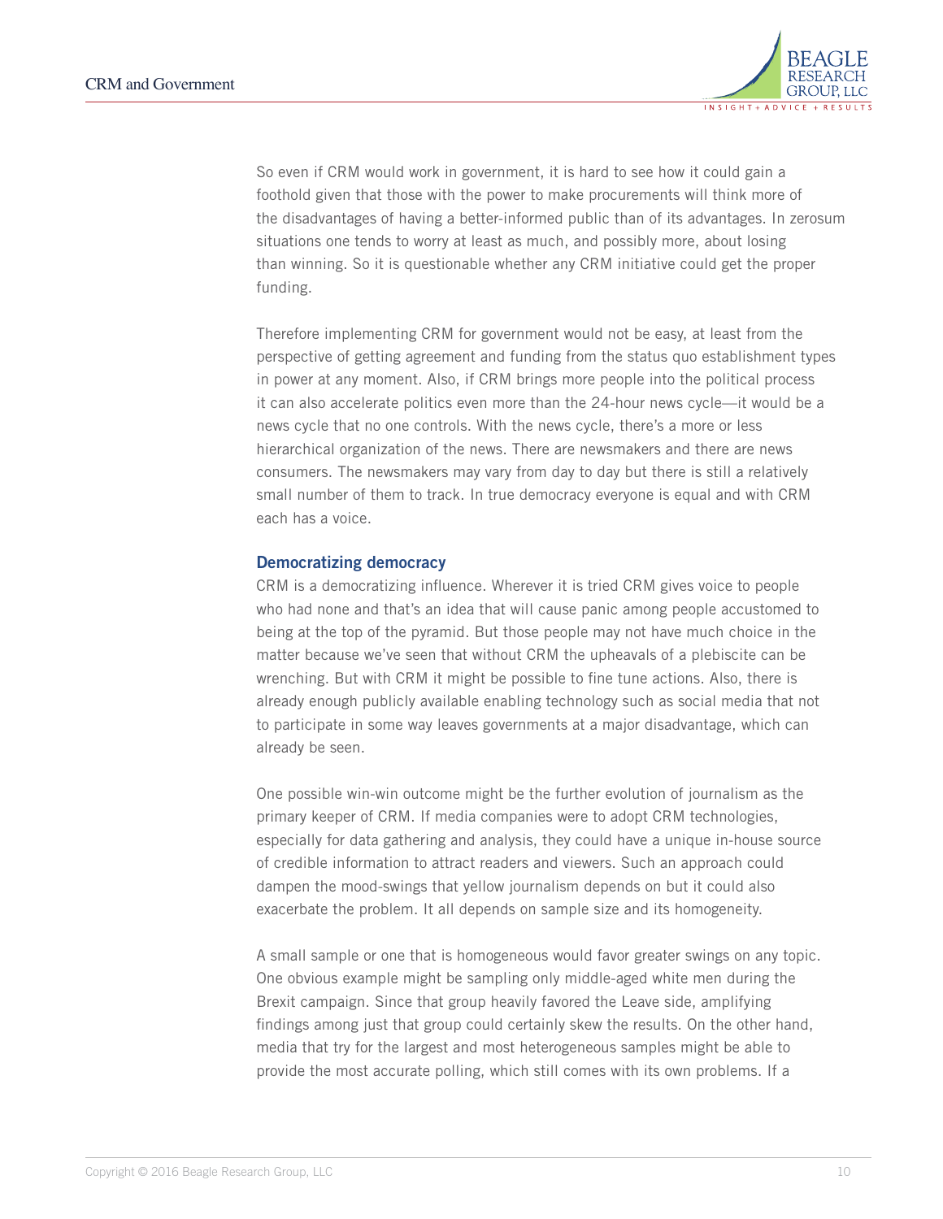So even if CRM would work in government, it is hard to see how it could gain a foothold given that those with the power to make procurements will think more of the disadvantages of having a better-informed public than of its advantages. In zerosum situations one tends to worry at least as much, and possibly more, about losing than winning. So it is questionable whether any CRM initiative could get the proper funding.

Therefore implementing CRM for government would not be easy, at least from the perspective of getting agreement and funding from the status quo establishment types in power at any moment. Also, if CRM brings more people into the political process it can also accelerate politics even more than the 24-hour news cycle—it would be a news cycle that no one controls. With the news cycle, there's a more or less hierarchical organization of the news. There are newsmakers and there are news consumers. The newsmakers may vary from day to day but there is still a relatively small number of them to track. In true democracy everyone is equal and with CRM each has a voice.

### Democratizing democracy

CRM is a democratizing influence. Wherever it is tried CRM gives voice to people who had none and that's an idea that will cause panic among people accustomed to being at the top of the pyramid. But those people may not have much choice in the matter because we've seen that without CRM the upheavals of a plebiscite can be wrenching. But with CRM it might be possible to fine tune actions. Also, there is already enough publicly available enabling technology such as social media that not to participate in some way leaves governments at a major disadvantage, which can already be seen.

One possible win-win outcome might be the further evolution of journalism as the primary keeper of CRM. If media companies were to adopt CRM technologies, especially for data gathering and analysis, they could have a unique in-house source of credible information to attract readers and viewers. Such an approach could dampen the mood-swings that yellow journalism depends on but it could also exacerbate the problem. It all depends on sample size and its homogeneity.

A small sample or one that is homogeneous would favor greater swings on any topic. One obvious example might be sampling only middle-aged white men during the Brexit campaign. Since that group heavily favored the Leave side, amplifying findings among just that group could certainly skew the results. On the other hand, media that try for the largest and most heterogeneous samples might be able to provide the most accurate polling, which still comes with its own problems. If a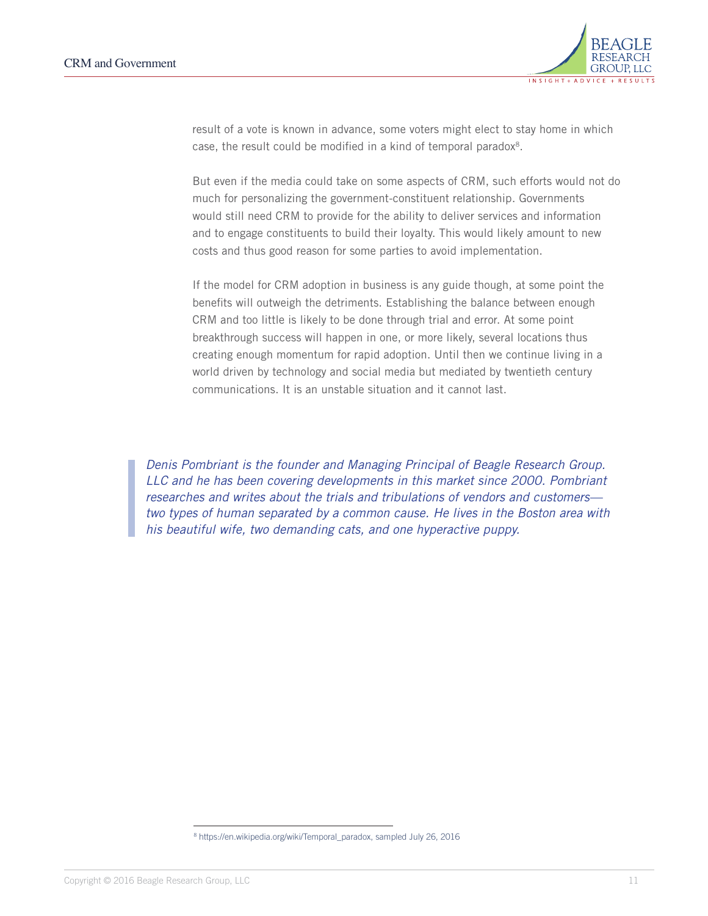result of a vote is known in advance, some voters might elect to stay home in which case, the result could be modified in a kind of temporal paradox[8].

But even if the media could take on some aspects of CRM, such efforts would not do much for personalizing the government-constituent relationship. Governments would still need CRM to provide for the ability to deliver services and information and to engage constituents to build their loyalty. This would likely amount to new costs and thus good reason for some parties to avoid implementation.

If the model for CRM adoption in business is any guide though, at some point the benefits will outweigh the detriments. Establishing the balance between enough CRM and too little is likely to be done through trial and error. At some point breakthrough success will happen in one, or more likely, several locations thus creating enough momentum for rapid adoption. Until then we continue living in a world driven by technology and social media but mediated by twentieth century communications. It is an unstable situation and it cannot last.

> *Denis Pombriant is the founder and Managing Principal of Beagle Research Group. LLC and he has been covering developments in this market since 2000. Pombriant researches and writes about the trials and tribulations of vendors and customers—two types of human separated by a common cause. He lives in the Boston area with his beautiful wife, two demanding cats, and one hyperactive puppy.*

[8] https://en.wikipedia.org/wiki/Temporal_paradox, sampled July 26, 2016